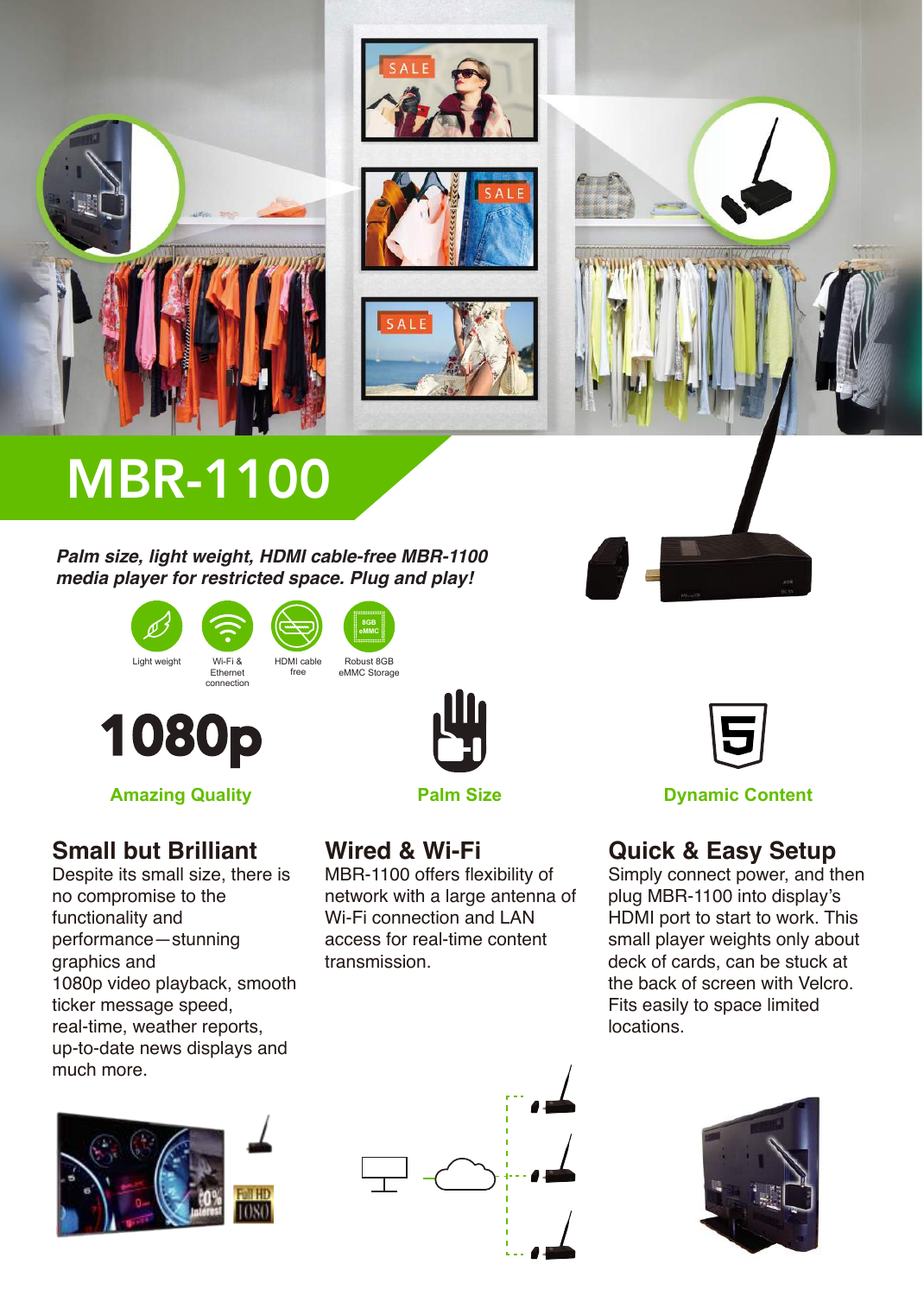# MBR-1100

***Palm size, light weight, HDMI cable-free MBR-1100 media player for restricted space. Plug and play!***

Light weight | Wi-Fi & Ethernet connection | HDMI cable free | Robust 8GB eMMC Storage

**1080p**

**Amazing Quality**

**Palm Size**

**Dynamic Content**

## Small but Brilliant

Despite its small size, there is no compromise to the functionality and performance—stunning graphics and 1080p video playback, smooth ticker message speed, real-time, weather reports, up-to-date news displays and much more.

## Wired & Wi-Fi

MBR-1100 offers flexibility of network with a large antenna of Wi-Fi connection and LAN access for real-time content transmission.

## Quick & Easy Setup

Simply connect power, and then plug MBR-1100 into display's HDMI port to start to work. This small player weights only about deck of cards, can be stuck at the back of screen with Velcro. Fits easily to space limited locations.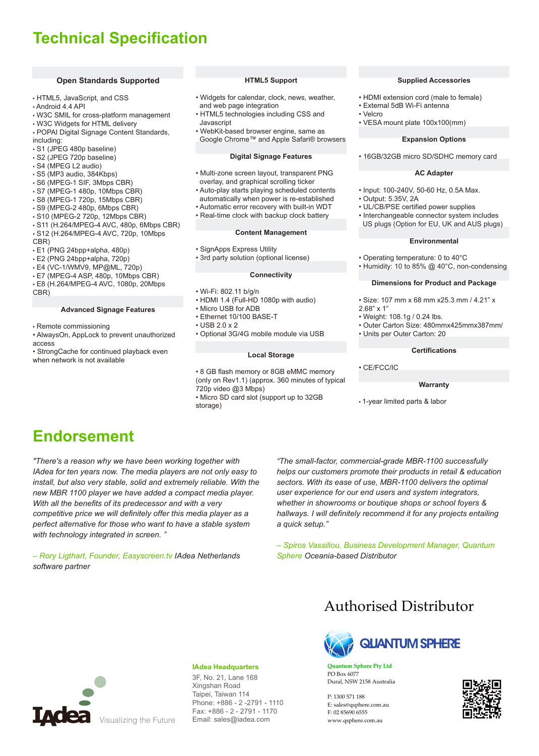# Technical Specification

### Open Standards Supported

- HTML5, JavaScript, and CSS
- Android 4.4 API
- W3C SMIL for cross-platform management
- W3C Widgets for HTML delivery
- POPAI Digital Signage Content Standards, including:
- S1 (JPEG 480p baseline)
- S2 (JPEG 720p baseline)
- S4 (MPEG L2 audio)
- S5 (MP3 audio, 384Kbps)
- S6 (MPEG-1 SIF, 3Mbps CBR)
- S7 (MPEG-1 480p, 10Mbps CBR)
- S8 (MPEG-1 720p, 15Mbps CBR)
- S9 (MPEG-2 480p, 6Mbps CBR)
- S10 (MPEG-2 720p, 12Mbps CBR)
- S11 (H.264/MPEG-4 AVC, 480p, 6Mbps CBR)
- S12 (H.264/MPEG-4 AVC, 720p, 10Mbps CBR)
- E1 (PNG 24bpp+alpha, 480p)
- E2 (PNG 24bpp+alpha, 720p)
- E4 (VC-1/WMV9, MP@ML, 720p)
- E7 (MPEG-4 ASP, 480p, 10Mbps CBR)
- E8 (H.264/MPEG-4 AVC, 1080p, 20Mbps CBR)

### Advanced Signage Features

- Remote commissioning
- AlwaysOn, AppLock to prevent unauthorized access
- StrongCache for continued playback even when network is not available

### HTML5 Support

- Widgets for calendar, clock, news, weather, and web page integration
- HTML5 technologies including CSS and Javascript
- WebKit-based browser engine, same as Google Chrome™ and Apple Safari® browsers

### Digital Signage Features

- Multi-zone screen layout, transparent PNG overlay, and graphical scrolling ticker
- Auto-play starts playing scheduled contents automatically when power is re-established
- Automatic error recovery with built-in WDT
- Real-time clock with backup clock battery

### Content Management

- SignApps Express Utility
- 3rd party solution (optional license)

### Connectivity

- Wi-Fi: 802.11 b/g/n
- HDMI 1.4 (Full-HD 1080p with audio)
- Micro USB for ADB
- Ethernet 10/100 BASE-T
- USB 2.0 x 2
- Optional 3G/4G mobile module via USB

### Local Storage

- 8 GB flash memory or 8GB eMMC memory (only on Rev1.1) (approx. 360 minutes of typical 720p video @3 Mbps)
- Micro SD card slot (support up to 32GB storage)

### Supplied Accessories

- HDMI extension cord (male to female)
- External 5dB Wi-Fi antenna
- Velcro
- VESA mount plate 100x100(mm)

### Expansion Options

- 16GB/32GB micro SD/SDHC memory card

### AC Adapter

- Input: 100-240V, 50-60 Hz, 0.5A Max.
- Output: 5.35V, 2A
- UL/CB/PSE certified power supplies
- Interchangeable connector system includes US plugs (Option for EU, UK and AUS plugs)

### Environmental

- Operating temperature: 0 to 40°C
- Humidity: 10 to 85% @ 40°C, non-condensing

### Dimensions for Product and Package

- Size: 107 mm x 68 mm x25.3 mm / 4.21" x 2.68" x 1"
- Weight: 108.1g / 0.24 lbs.
- Outer Carton Size: 480mmx425mmx387mm/
- Units per Outer Carton: 20

### Certifications

- CE/FCC/IC

### Warranty

- 1-year limited parts & labor

# Endorsement

*"There's a reason why we have been working together with IAdea for ten years now. The media players are not only easy to install, but also very stable, solid and extremely reliable. With the new MBR 1100 player we have added a compact media player. With all the benefits of its predecessor and with a very competitive price we will definitely offer this media player as a perfect alternative for those who want to have a stable system with technology integrated in screen. "*

*– Rory Ligthart, Founder, Easyscreen.tv IAdea Netherlands software partner*

*"The small-factor, commercial-grade MBR-1100 successfully helps our customers promote their products in retail & education sectors. With its ease of use, MBR-1100 delivers the optimal user experience for our end users and system integrators, whether in showrooms or boutique shops or school foyers & hallways. I will definitely recommend it for any projects entailing a quick setup."*

*– Spiros Vassiliou, Business Development Manager, Quantum Sphere Oceania-based Distributor*

## Authorised Distributor

QUANTUM SPHERE

**Quantum Sphere Pty Ltd**
PO Box 6077
Dural, NSW 2158 Australia

P: 1300 571 188
E: sales@qsphere.com.au
F: 02 85690 6555
www.qsphere.com.au

IAdea Visualizing the Future

**IAdea Headquarters**
3F, No. 21, Lane 168
Xingshan Road
Taipei, Taiwan 114
Phone: +886 - 2 -2791 - 1110
Fax: +886 - 2 - 2791 - 1170
Email: sales@iadea.com